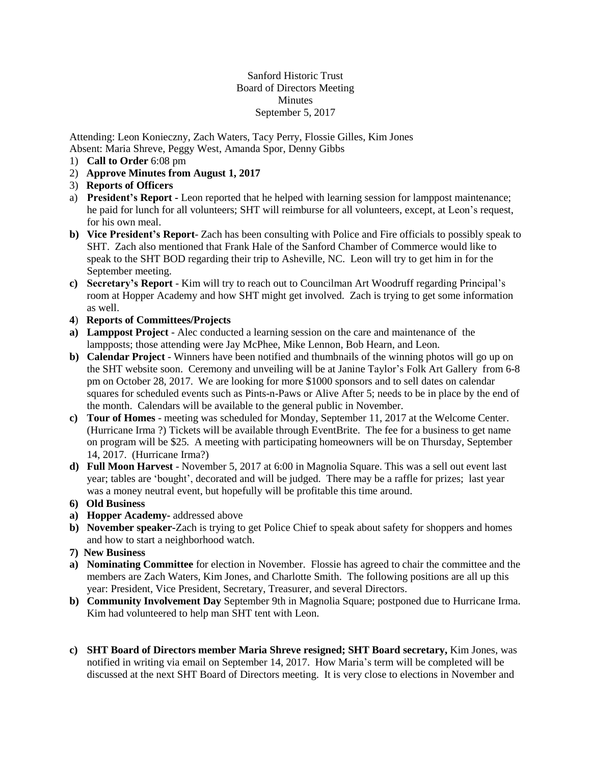Sanford Historic Trust
Board of Directors Meeting
Minutes
September 5, 2017

Attending: Leon Konieczny, Zach Waters, Tacy Perry, Flossie Gilles, Kim Jones
Absent: Maria Shreve, Peggy West, Amanda Spor, Denny Gibbs

1) **Call to Order** 6:08 pm
2) **Approve Minutes from August 1, 2017**
3) **Reports of Officers**

a) **President's Report -** Leon reported that he helped with learning session for lamppost maintenance; he paid for lunch for all volunteers; SHT will reimburse for all volunteers, except, at Leon's request, for his own meal.

b) **Vice President's Report**- Zach has been consulting with Police and Fire officials to possibly speak to SHT. Zach also mentioned that Frank Hale of the Sanford Chamber of Commerce would like to speak to the SHT BOD regarding their trip to Asheville, NC. Leon will try to get him in for the September meeting.

c) **Secretary's Report** - Kim will try to reach out to Councilman Art Woodruff regarding Principal's room at Hopper Academy and how SHT might get involved. Zach is trying to get some information as well.

**4**) **Reports of Committees/Projects**

a) **Lamppost Project** - Alec conducted a learning session on the care and maintenance of the lampposts; those attending were Jay McPhee, Mike Lennon, Bob Hearn, and Leon.

b) **Calendar Project** - Winners have been notified and thumbnails of the winning photos will go up on the SHT website soon. Ceremony and unveiling will be at Janine Taylor's Folk Art Gallery from 6-8 pm on October 28, 2017. We are looking for more $1000 sponsors and to sell dates on calendar squares for scheduled events such as Pints-n-Paws or Alive After 5; needs to be in place by the end of the month. Calendars will be available to the general public in November.

c) **Tour of Homes** - meeting was scheduled for Monday, September 11, 2017 at the Welcome Center. (Hurricane Irma ?) Tickets will be available through EventBrite. The fee for a business to get name on program will be $25. A meeting with participating homeowners will be on Thursday, September 14, 2017. (Hurricane Irma?)

d) **Full Moon Harvest** - November 5, 2017 at 6:00 in Magnolia Square. This was a sell out event last year; tables are 'bought', decorated and will be judged. There may be a raffle for prizes; last year was a money neutral event, but hopefully will be profitable this time around.

**6) Old Business**

a) **Hopper Academy-** addressed above

b) **November speaker-**Zach is trying to get Police Chief to speak about safety for shoppers and homes and how to start a neighborhood watch.

**7) New Business**

a) **Nominating Committee** for election in November. Flossie has agreed to chair the committee and the members are Zach Waters, Kim Jones, and Charlotte Smith. The following positions are all up this year: President, Vice President, Secretary, Treasurer, and several Directors.

b) **Community Involvement Day** September 9th in Magnolia Square; postponed due to Hurricane Irma. Kim had volunteered to help man SHT tent with Leon.

c) **SHT Board of Directors member Maria Shreve resigned; SHT Board secretary,** Kim Jones, was notified in writing via email on September 14, 2017. How Maria's term will be completed will be discussed at the next SHT Board of Directors meeting. It is very close to elections in November and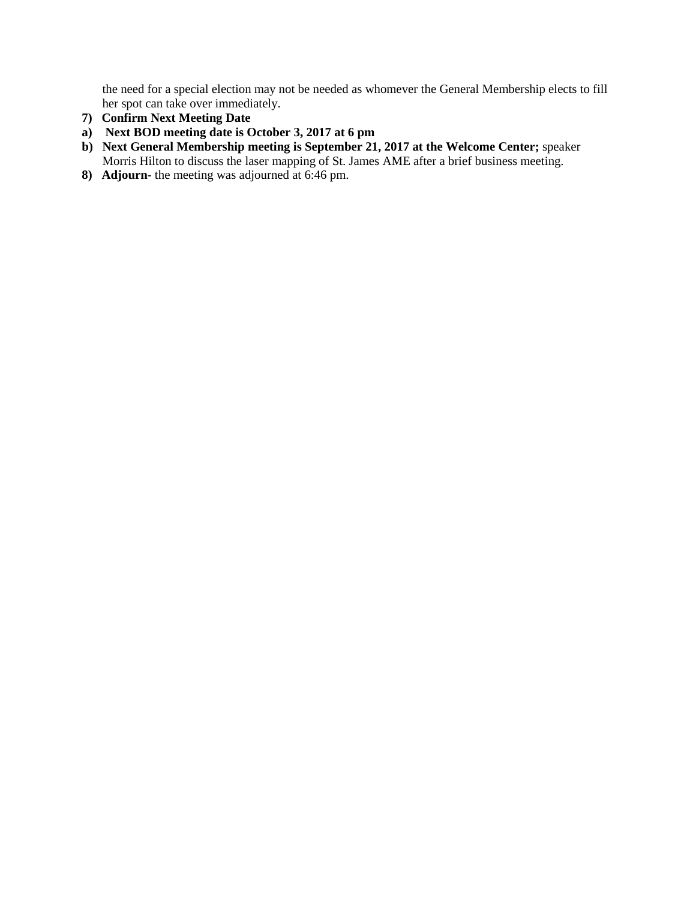the need for a special election may not be needed as whomever the General Membership elects to fill her spot can take over immediately.

7) **Confirm Next Meeting Date**

a) **Next BOD meeting date is October 3, 2017 at 6 pm**

b) **Next General Membership meeting is September 21, 2017 at the Welcome Center;** speaker Morris Hilton to discuss the laser mapping of St. James AME after a brief business meeting.

8) **Adjourn-** the meeting was adjourned at 6:46 pm.